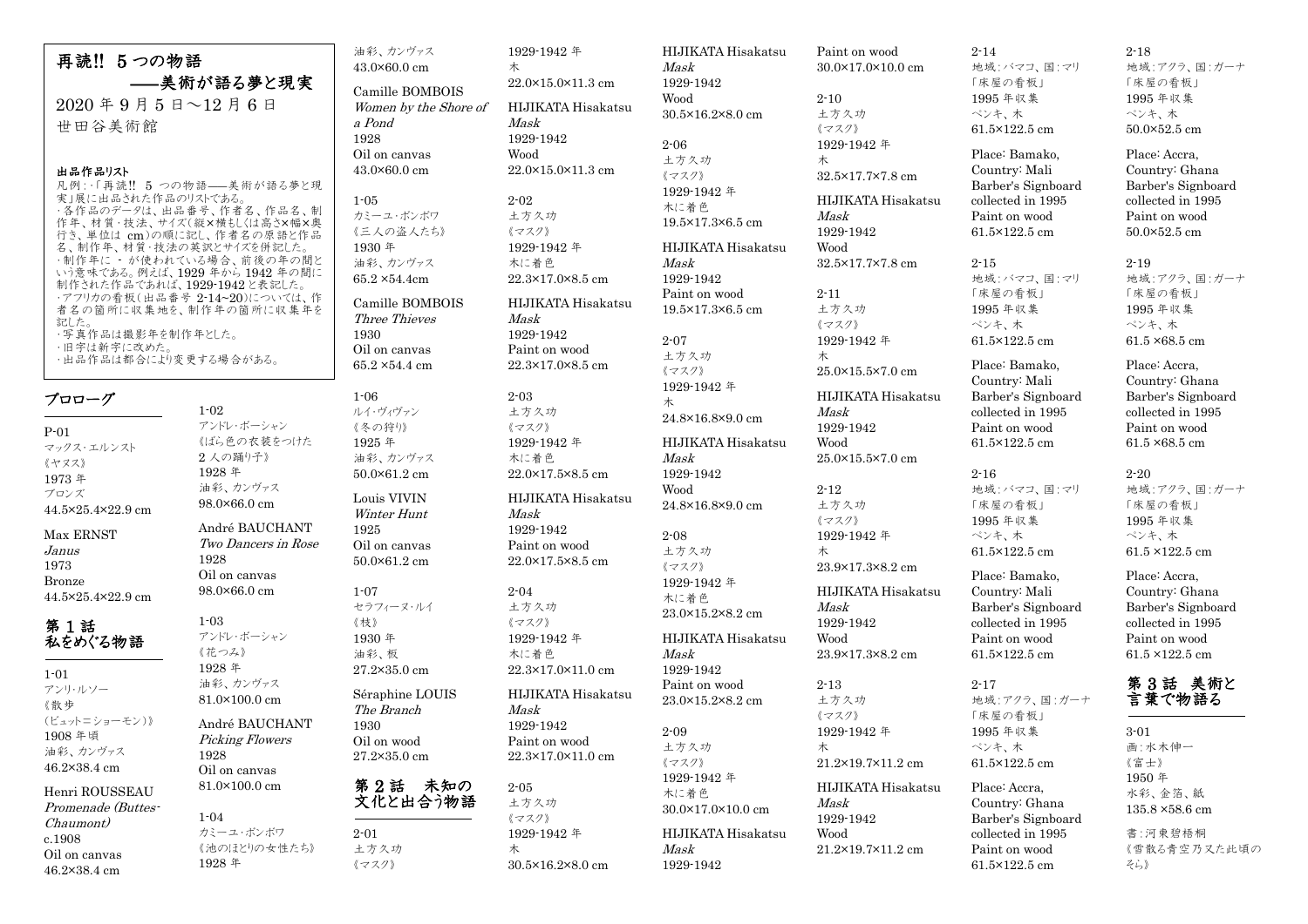# 再読!! 5つの物語
## ——美術が語る夢と現実

2020年9月5日～12月6日

世田谷美術館

**出品作品リスト**

凡例：・「再読!! 5つの物語——美術が語る夢と現実」展に出品された作品のリストである。
・各作品のデータは、出品番号、作者名、作品名、制作年、材質・技法、サイズ（縦×横もしくは高さ×幅×奥行き、単位は cm）の順に記し、作者名の原語と作品名、制作年、材質・技法の英訳とサイズを併記した。
・制作年に - が使われている場合、前後の年の間という意味である。例えば、1929年から1942年の間に制作された作品であれば、1929-1942と表記した。
・アフリカの看板（出品番号2-14~20）については、作者名の箇所に収集地を、制作年の箇所に収集年を記した。
・写真作品は撮影年を制作年とした。
・旧字は新字に改めた。
・出品作品は都合により変更する場合がある。

## プロローグ

P-01
マックス・エルンスト
《ヤヌス》
1973年
ブロンズ
44.5×25.4×22.9 cm

Max ERNST
*Janus*
1973
Bronze
44.5×25.4×22.9 cm

## 第1話 私をめぐる物語

1-01
アンリ・ルソー
《散歩（ビュット＝ショーモン）》
1908年頃
油彩、カンヴァス
46.2×38.4 cm

Henri ROUSSEAU
*Promenade (Buttes-Chaumont)*
c.1908
Oil on canvas
46.2×38.4 cm

1-02
アンドレ・ボーシャン
《ばら色の衣装をつけた2人の踊り子》
1928年
油彩、カンヴァス
98.0×66.0 cm

André BAUCHANT
*Two Dancers in Rose*
1928
Oil on canvas
98.0×66.0 cm

1-03
アンドレ・ボーシャン
《花つみ》
1928年
油彩、カンヴァス
81.0×100.0 cm

André BAUCHANT
*Picking Flowers*
1928
Oil on canvas
81.0×100.0 cm

1-04
カミーユ・ボンボワ
《池のほとりの女性たち》
1928年
油彩、カンヴァス
43.0×60.0 cm

Camille BOMBOIS
*Women by the Shore of a Pond*
1928
Oil on canvas
43.0×60.0 cm

1-05
カミーユ・ボンボワ
《三人の盗人たち》
1930年
油彩、カンヴァス
65.2 ×54.4cm

Camille BOMBOIS
*Three Thieves*
1930
Oil on canvas
65.2 ×54.4 cm

1-06
ルイ・ヴィヴァン
《冬の狩り》
1925年
油彩、カンヴァス
50.0×61.2 cm

Louis VIVIN
*Winter Hunt*
1925
Oil on canvas
50.0×61.2 cm

1-07
セラフィーヌ・ルイ
《枝》
1930年
油彩、板
27.2×35.0 cm

Séraphine LOUIS
*The Branch*
1930
Oil on wood
27.2×35.0 cm

## 第2話 未知の文化と出会う物語

2-01
土方久功
《マスク》
1929-1942年
木
22.0×15.0×11.3 cm

HIJIKATA Hisakatsu
*Mask*
1929-1942
Wood
22.0×15.0×11.3 cm

2-02
土方久功
《マスク》
1929-1942年
木に着色
22.3×17.0×8.5 cm

HIJIKATA Hisakatsu
*Mask*
1929-1942
Paint on wood
22.3×17.0×8.5 cm

2-03
土方久功
《マスク》
1929-1942年
木に着色
22.0×17.5×8.5 cm

HIJIKATA Hisakatsu
*Mask*
1929-1942
Paint on wood
22.0×17.5×8.5 cm

2-04
土方久功
《マスク》
1929-1942年
木に着色
22.3×17.0×11.0 cm

HIJIKATA Hisakatsu
*Mask*
1929-1942
Paint on wood
22.3×17.0×11.0 cm

2-05
土方久功
《マスク》
1929-1942年
木
30.5×16.2×8.0 cm

HIJIKATA Hisakatsu
*Mask*
1929-1942
Wood
30.5×16.2×8.0 cm

2-06
土方久功
《マスク》
1929-1942年
木に着色
19.5×17.3×6.5 cm

HIJIKATA Hisakatsu
*Mask*
1929-1942
Paint on wood
19.5×17.3×6.5 cm

2-07
土方久功
《マスク》
1929-1942年
木
24.8×16.8×9.0 cm

HIJIKATA Hisakatsu
*Mask*
1929-1942
Wood
24.8×16.8×9.0 cm

2-08
土方久功
《マスク》
1929-1942年
木に着色
23.0×15.2×8.2 cm

HIJIKATA Hisakatsu
*Mask*
1929-1942
Paint on wood
23.0×15.2×8.2 cm

2-09
土方久功
《マスク》
1929-1942年
木に着色
30.0×17.0×10.0 cm

HIJIKATA Hisakatsu
*Mask*
1929-1942
Paint on wood
30.0×17.0×10.0 cm

2-10
土方久功
《マスク》
1929-1942年
木
32.5×17.7×7.8 cm

HIJIKATA Hisakatsu
*Mask*
1929-1942
Wood
32.5×17.7×7.8 cm

2-11
土方久功
《マスク》
1929-1942年
木
25.0×15.5×7.0 cm

HIJIKATA Hisakatsu
*Mask*
1929-1942
Wood
25.0×15.5×7.0 cm

2-12
土方久功
《マスク》
1929-1942年
木
23.9×17.3×8.2 cm

HIJIKATA Hisakatsu
*Mask*
1929-1942
Wood
23.9×17.3×8.2 cm

2-13
土方久功
《マスク》
1929-1942年
木
21.2×19.7×11.2 cm

HIJIKATA Hisakatsu
*Mask*
1929-1942
Wood
21.2×19.7×11.2 cm

2-14
地域：バマコ、国：マリ
「床屋の看板」
1995年収集
ペンキ、木
61.5×122.5 cm

Place: Bamako, Country: Mali
Barber's Signboard
collected in 1995
Paint on wood
61.5×122.5 cm

2-15
地域：バマコ、国：マリ
「床屋の看板」
1995年収集
ペンキ、木
61.5×122.5 cm

Place: Bamako, Country: Mali
Barber's Signboard
collected in 1995
Paint on wood
61.5×122.5 cm

2-16
地域：バマコ、国：マリ
「床屋の看板」
1995年収集
ペンキ、木
61.5×122.5 cm

Place: Bamako, Country: Mali
Barber's Signboard
collected in 1995
Paint on wood
61.5×122.5 cm

2-17
地域：アクラ、国：ガーナ
「床屋の看板」
1995年収集
ペンキ、木
61.5×122.5 cm

Place: Accra, Country: Ghana
Barber's Signboard
collected in 1995
Paint on wood
61.5×122.5 cm

2-18
地域：アクラ、国：ガーナ
「床屋の看板」
1995年収集
ペンキ、木
50.0×52.5 cm

Place: Accra, Country: Ghana
Barber's Signboard
collected in 1995
Paint on wood
50.0×52.5 cm

2-19
地域：アクラ、国：ガーナ
「床屋の看板」
1995年収集
ペンキ、木
61.5 ×68.5 cm

Place: Accra, Country: Ghana
Barber's Signboard
collected in 1995
Paint on wood
61.5 ×68.5 cm

2-20
地域：アクラ、国：ガーナ
「床屋の看板」
1995年収集
ペンキ、木
61.5 ×122.5 cm

Place: Accra, Country: Ghana
Barber's Signboard
collected in 1995
Paint on wood
61.5 ×122.5 cm

## 第3話 美術と言葉で物語る

3-01
画：水木伸一
《富士》
1950年
水彩、金箔、紙
135.8 ×58.6 cm

書：河東碧梧桐
《雪散る青空乃又た此頃のそら》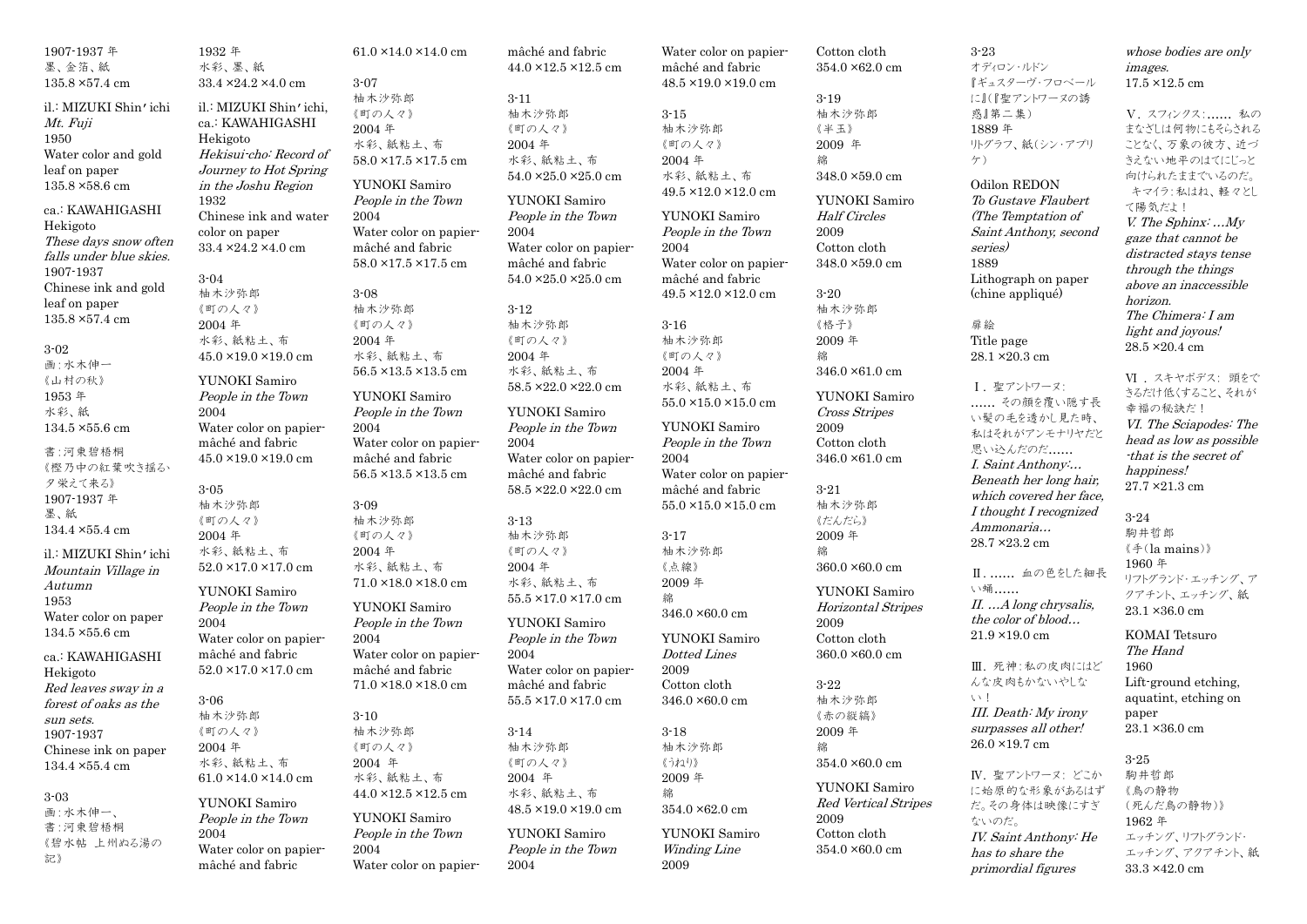1907-1937 年
墨、金箔、紙
135.8 ×57.4 cm

il.: MIZUKI Shin'ichi
*Mt. Fuji*
1950
Water color and gold leaf on paper
135.8 ×58.6 cm

ca.: KAWAHIGASHI Hekigoto
*These days snow often falls under blue skies.*
1907-1937
Chinese ink and gold leaf on paper
135.8 ×57.4 cm

3-02
画：水木伸一
《山村の秋》
1953 年
水彩、紙
134.5 ×55.6 cm

書：河東碧梧桐
《樫乃中の紅葉吹き揺る、夕栄えて来る》
1907-1937 年
墨、紙
134.4 ×55.4 cm

il.: MIZUKI Shin'ichi
*Mountain Village in Autumn*
1953
Water color on paper
134.5 ×55.6 cm

ca.: KAWAHIGASHI Hekigoto
*Red leaves sway in a forest of oaks as the sun sets.*
1907-1937
Chinese ink on paper
134.4 ×55.4 cm

3-03
画：水木伸一、
書：河東碧梧桐
《碧水帖 上州ぬる湯の記》
1932 年
水彩、墨、紙
33.4 ×24.2 ×4.0 cm

il.: MIZUKI Shin'ichi, ca.: KAWAHIGASHI Hekigoto
*Hekisui-cho: Record of Journey to Hot Spring in the Joshu Region*
1932
Chinese ink and water color on paper
33.4 ×24.2 ×4.0 cm

3-04
柚木沙弥郎
《町の人々》
2004 年
水彩、紙粘土、布
45.0 ×19.0 ×19.0 cm

YUNOKI Samiro
*People in the Town*
2004
Water color on papier-mâché and fabric
45.0 ×19.0 ×19.0 cm

3-05
柚木沙弥郎
《町の人々》
2004 年
水彩、紙粘土、布
52.0 ×17.0 ×17.0 cm

YUNOKI Samiro
*People in the Town*
2004
Water color on papier-mâché and fabric
52.0 ×17.0 ×17.0 cm

3-06
柚木沙弥郎
《町の人々》
2004 年
水彩、紙粘土、布
61.0 ×14.0 ×14.0 cm

YUNOKI Samiro
*People in the Town*
2004
Water color on papier-mâché and fabric
61.0 ×14.0 ×14.0 cm

3-07
柚木沙弥郎
《町の人々》
2004 年
水彩、紙粘土、布
58.0 ×17.5 ×17.5 cm

YUNOKI Samiro
*People in the Town*
2004
Water color on papier-mâché and fabric
58.0 ×17.5 ×17.5 cm

3-08
柚木沙弥郎
《町の人々》
2004 年
水彩、紙粘土、布
56.5 ×13.5 ×13.5 cm

YUNOKI Samiro
*People in the Town*
2004
Water color on papier-mâché and fabric
56.5 ×13.5 ×13.5 cm

3-09
柚木沙弥郎
《町の人々》
2004 年
水彩、紙粘土、布
71.0 ×18.0 ×18.0 cm

YUNOKI Samiro
*People in the Town*
2004
Water color on papier-mâché and fabric
71.0 ×18.0 ×18.0 cm

3-10
柚木沙弥郎
《町の人々》
2004 年
水彩、紙粘土、布
44.0 ×12.5 ×12.5 cm

YUNOKI Samiro
*People in the Town*
2004
Water color on papier-mâché and fabric
44.0 ×12.5 ×12.5 cm

3-11
柚木沙弥郎
《町の人々》
2004 年
水彩、紙粘土、布
54.0 ×25.0 ×25.0 cm

YUNOKI Samiro
*People in the Town*
2004
Water color on papier-mâché and fabric
54.0 ×25.0 ×25.0 cm

3-12
柚木沙弥郎
《町の人々》
2004 年
水彩、紙粘土、布
58.5 ×22.0 ×22.0 cm

YUNOKI Samiro
*People in the Town*
2004
Water color on papier-mâché and fabric
58.5 ×22.0 ×22.0 cm

3-13
柚木沙弥郎
《町の人々》
2004 年
水彩、紙粘土、布
55.5 ×17.0 ×17.0 cm

YUNOKI Samiro
*People in the Town*
2004
Water color on papier-mâché and fabric
55.5 ×17.0 ×17.0 cm

3-14
柚木沙弥郎
《町の人々》
2004 年
水彩、紙粘土、布
48.5 ×19.0 ×19.0 cm

YUNOKI Samiro
*People in the Town*
2004
Water color on papier-mâché and fabric
48.5 ×19.0 ×19.0 cm

3-15
柚木沙弥郎
《町の人々》
2004 年
水彩、紙粘土、布
49.5 ×12.0 ×12.0 cm

YUNOKI Samiro
*People in the Town*
2004
Water color on papier-mâché and fabric
49.5 ×12.0 ×12.0 cm

3-16
柚木沙弥郎
《町の人々》
2004 年
水彩、紙粘土、布
55.0 ×15.0 ×15.0 cm

YUNOKI Samiro
*People in the Town*
2004
Water color on papier-mâché and fabric
55.0 ×15.0 ×15.0 cm

3-17
柚木沙弥郎
《点線》
2009 年
綿
346.0 ×60.0 cm

YUNOKI Samiro
*Dotted Lines*
2009
Cotton cloth
346.0 ×60.0 cm

3-18
柚木沙弥郎
《うねり》
2009 年
綿
354.0 ×62.0 cm

YUNOKI Samiro
*Winding Line*
2009
Cotton cloth
354.0 ×62.0 cm

3-19
柚木沙弥郎
《半玉》
2009 年
綿
348.0 ×59.0 cm

YUNOKI Samiro
*Half Circles*
2009
Cotton cloth
348.0 ×59.0 cm

3-20
柚木沙弥郎
《格子》
2009 年
綿
346.0 ×61.0 cm

YUNOKI Samiro
*Cross Stripes*
2009
Cotton cloth
346.0 ×61.0 cm

3-21
柚木沙弥郎
《だんだら》
2009 年
綿
360.0 ×60.0 cm

YUNOKI Samiro
*Horizontal Stripes*
2009
Cotton cloth
360.0 ×60.0 cm

3-22
柚木沙弥郎
《赤の縦縞》
2009 年
綿
354.0 ×60.0 cm

YUNOKI Samiro
*Red Vertical Stripes*
2009
Cotton cloth
354.0 ×60.0 cm

3-23
オディロン・ルドン
『ギュスターヴ・フロベールに』（『聖アントワーヌの誘惑』第二集）
1889 年
リトグラフ、紙（シン・アプリケ）

Odilon REDON
*To Gustave Flaubert (The Temptation of Saint Anthony, second series)*
1889
Lithograph on paper (chine appliqué)

扉絵
Title page
28.1 ×20.3 cm

Ⅰ．聖アントワーヌ：……その顔を覆い隠す長い髪の毛を透かし見た時、私はそれがアンモナリヤだと思い込んだのだ……
*I. Saint Anthony:… Beneath her long hair, which covered her face, I thought I recognized Ammonaria…*
28.7 ×23.2 cm

Ⅱ．……血の色をした細長い蛹……
*II. …A long chrysalis, the color of blood…*
21.9 ×19.0 cm

Ⅲ．死神：私の皮肉にはどんな皮肉もかないやしない！
*III. Death: My irony surpasses all other!*
26.0 ×19.7 cm

Ⅳ．聖アントワーヌ：どこかに始原的な形象があるはずだ。その身体は映像にすぎないのだ。
*IV. Saint Anthony: He has to share the primordial figures whose bodies are only images.*
17.5 ×12.5 cm

Ⅴ．スフィンクス：……私のまなざしは何物にもそらされることなく、万象の彼方、近づきさえない地平のはてにじっと向けられたままでいるのだ。
キマイラ：私はね、軽々として陽気だよ！
*V. The Sphinx: …My gaze that cannot be distracted stays tense through the things above an inaccessible horizon.*
*The Chimera: I am light and joyous!*
28.5 ×20.4 cm

Ⅵ．スキヤポデス：頭をできるだけ低くすること、それが幸福の秘訣だ！
*VI. The Sciapodes: The head as low as possible -that is the secret of happiness!*
27.7 ×21.3 cm

3-24
駒井哲郎
《手（la mains）》
1960 年
リフトグランド・エッチング、アクアチント、エッチング、紙
23.1 ×36.0 cm

KOMAI Tetsuro
*The Hand*
1960
Lift-ground etching, aquatint, etching on paper
23.1 ×36.0 cm

3-25
駒井哲郎
《鳥の静物（死んだ鳥の静物）》
1962 年
エッチング、リフトグランド・エッチング、アクアチント、紙
33.3 ×42.0 cm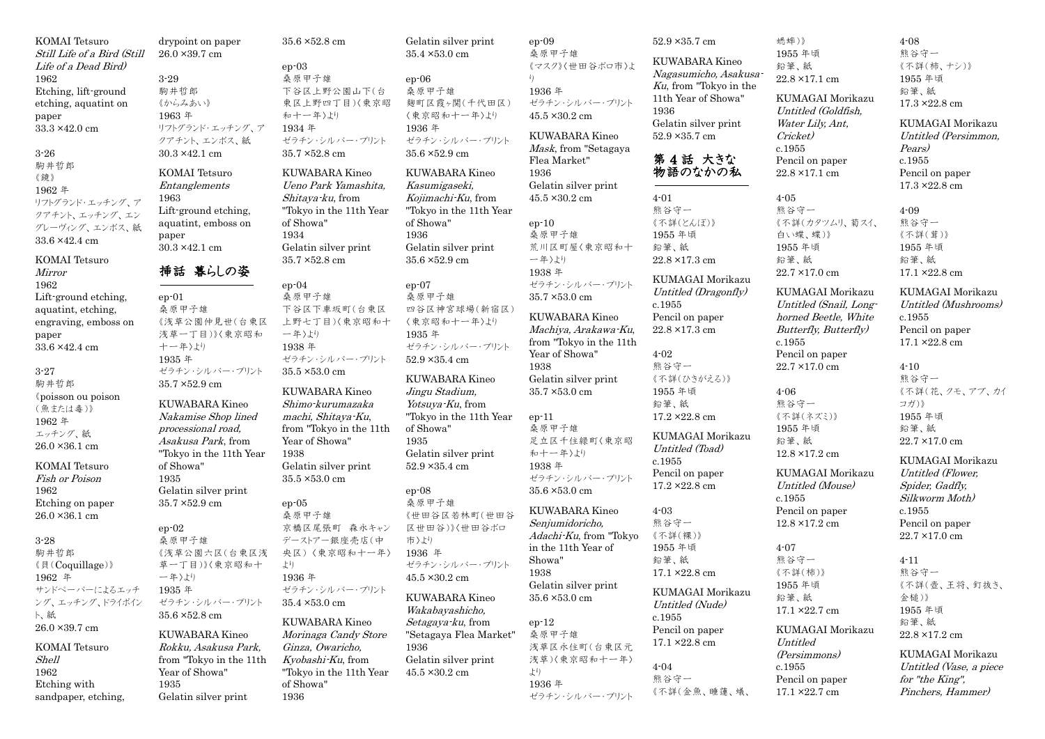KOMAI Tetsuro
*Still Life of a Bird (Still Life of a Dead Bird)*
1962
Etching, lift-ground etching, aquatint on paper
33.3 ×42.0 cm

3-26
駒井哲郎
《鏡》
1962 年
リフトグランド・エッチング、アクアチント、エッチング、エングレーヴィング、エンボス、紙
33.6 ×42.4 cm

KOMAI Tetsuro
*Mirror*
1962
Lift-ground etching, aquatint, etching, engraving, emboss on paper
33.6 ×42.4 cm

3-27
駒井哲郎
《poisson ou poison（魚または毒）》
1962 年
エッチング、紙
26.0 ×36.1 cm

KOMAI Tetsuro
*Fish or Poison*
1962
Etching on paper
26.0 ×36.1 cm

3-28
駒井哲郎
《貝（Coquillage）》
1962 年
サンドペーパーによるエッチング、エッチング、ドライポイント、紙
26.0 ×39.7 cm

KOMAI Tetsuro
*Shell*
1962
Etching with sandpaper, etching, drypoint on paper
26.0 ×39.7 cm

3-29
駒井哲郎
《からみあい》
1963 年
リフトグランド・エッチング、アクアチント、エンボス、紙
30.3 ×42.1 cm

KOMAI Tetsuro
*Entanglements*
1963
Lift-ground etching, aquatint, emboss on paper
30.3 ×42.1 cm

## 挿話　暮らしの姿

ep-01
桑原甲子雄
《浅草公園仲見世（台東区浅草一丁目）》（東京昭和十一年）より
1935 年
ゼラチン・シルバー・プリント
35.7 ×52.9 cm

KUWABARA Kineo
*Nakamise Shop lined processional road, Asakusa Park*, from "Tokyo in the 11th Year of Showa"
1935
Gelatin silver print
35.7 ×52.9 cm

ep-02
桑原甲子雄
《浅草公園六区（台東区浅草一丁目）》（東京昭和十一年）より
1935 年
ゼラチン・シルバー・プリント
35.6 ×52.8 cm

KUWABARA Kineo
*Rokku, Asakusa Park*, from "Tokyo in the 11th Year of Showa"
1935
Gelatin silver print
35.6 ×52.8 cm

ep-03
桑原甲子雄
下谷区上野公園山下（台東区上野四丁目）（東京昭和十一年）より
1934 年
ゼラチン・シルバー・プリント
35.7 ×52.8 cm

KUWABARA Kineo
*Ueno Park Yamashita, Shitaya-ku*, from "Tokyo in the 11th Year of Showa"
1934
Gelatin silver print
35.7 ×52.8 cm

ep-04
桑原甲子雄
下谷区下車坂町（台東区上野七丁目）（東京昭和十一年）より
1938 年
ゼラチン・シルバー・プリント
35.5 ×53.0 cm

KUWABARA Kineo
*Shimo-kurumazaka machi, Shitaya-Ku*, from "Tokyo in the 11th Year of Showa"
1938
Gelatin silver print
35.5 ×53.0 cm

ep-05
桑原甲子雄
京橋区尾張町　森永キャンデーストアー銀座売店（中央区）（東京昭和十一年）より
1936 年
ゼラチン・シルバー・プリント
35.4 ×53.0 cm

KUWABARA Kineo
*Morinaga Candy Store Ginza, Owaricho, Kyobashi-Ku*, from "Tokyo in the 11th Year of Showa"
1936
Gelatin silver print
35.4 ×53.0 cm

ep-06
桑原甲子雄
麹町区霞ヶ関（千代田区）（東京昭和十一年）より
1936 年
ゼラチン・シルバー・プリント
35.6 ×52.9 cm

KUWABARA Kineo
*Kasumigaseki, Kojimachi-Ku*, from "Tokyo in the 11th Year of Showa"
1936
Gelatin silver print
35.6 ×52.9 cm

ep-07
桑原甲子雄
四谷区神宮球場（新宿区）（東京昭和十一年）より
1935 年
ゼラチン・シルバー・プリント
52.9 ×35.4 cm

KUWABARA Kineo
*Jingu Stadium, Yotsuya-Ku*, from "Tokyo in the 11th Year of Showa"
1935
Gelatin silver print
52.9 ×35.4 cm

ep-08
桑原甲子雄
《世田谷区若林町（世田谷区世田谷）》（世田谷ボロ市）より
1936 年
ゼラチン・シルバー・プリント
45.5 ×30.2 cm

KUWABARA Kineo
*Wakabayashicho, Setagaya-ku*, from "Setagaya Flea Market"
1936
Gelatin silver print
45.5 ×30.2 cm

ep-09
桑原甲子雄
《マスク》（世田谷ボロ市）より
1936 年
ゼラチン・シルバー・プリント
45.5 ×30.2 cm

KUWABARA Kineo
*Mask*, from "Setagaya Flea Market"
1936
Gelatin silver print
45.5 ×30.2 cm

ep-10
桑原甲子雄
荒川区町屋（東京昭和十一年）より
1938 年
ゼラチン・シルバー・プリント
35.7 ×53.0 cm

KUWABARA Kineo
*Machiya, Arakawa-Ku*, from "Tokyo in the 11th Year of Showa"
1938
Gelatin silver print
35.7 ×53.0 cm

ep-11
桑原甲子雄
足立区千住緑町（東京昭和十一年）より
1938 年
ゼラチン・シルバー・プリント
35.6 ×53.0 cm

KUWABARA Kineo
*Senjumidoricho, Adachi-Ku*, from "Tokyo in the 11th Year of Showa"
1938
Gelatin silver print
35.6 ×53.0 cm

ep-12
桑原甲子雄
浅草区永住町（台東区元浅草）（東京昭和十一年）より
1936 年
ゼラチン・シルバー・プリント
52.9 ×35.7 cm

KUWABARA Kineo
*Nagasumicho, Asakusa-Ku*, from "Tokyo in the 11th Year of Showa"
1936
Gelatin silver print
52.9 ×35.7 cm

## 第 4 話　大きな物語のなかの私

4-01
熊谷守一
《不詳（とんぼ）》
1955 年頃
鉛筆、紙
22.8 ×17.3 cm

KUMAGAI Morikazu
*Untitled (Dragonfly)*
c.1955
Pencil on paper
22.8 ×17.3 cm

4-02
熊谷守一
《不詳（ひきがえる）》
1955 年頃
鉛筆、紙
17.2 ×22.8 cm

KUMAGAI Morikazu
*Untitled (Toad)*
c.1955
Pencil on paper
17.2 ×22.8 cm

4-03
熊谷守一
《不詳（裸）》
1955 年頃
鉛筆、紙
17.1 ×22.8 cm

KUMAGAI Morikazu
*Untitled (Nude)*
c.1955
Pencil on paper
17.1 ×22.8 cm

4-04
熊谷守一
《不詳（金魚、睡蓮、蟻、蟋蟀）》
1955 年頃
鉛筆、紙
22.8 ×17.1 cm

KUMAGAI Morikazu
*Untitled (Goldfish, Water Lily, Ant, Cricket)*
c.1955
Pencil on paper
22.8 ×17.1 cm

4-05
熊谷守一
《不詳（カタツムリ、菊スイ、白い蝶、蝶）》
1955 年頃
鉛筆、紙
22.7 ×17.0 cm

KUMAGAI Morikazu
*Untitled (Snail, Long-horned Beetle, White Butterfly, Butterfly)*
c.1955
Pencil on paper
22.7 ×17.0 cm

4-06
熊谷守一
《不詳（ネズミ）》
1955 年頃
鉛筆、紙
12.8 ×17.2 cm

KUMAGAI Morikazu
*Untitled (Mouse)*
c.1955
Pencil on paper
12.8 ×17.2 cm

4-07
熊谷守一
《不詳（柿）》
1955 年頃
鉛筆、紙
17.1 ×22.7 cm

KUMAGAI Morikazu
*Untitled (Persimmons)*
c.1955
Pencil on paper
17.1 ×22.7 cm

4-08
熊谷守一
《不詳（柿、ナシ）》
1955 年頃
鉛筆、紙
17.3 ×22.8 cm

KUMAGAI Morikazu
*Untitled (Persimmon, Pears)*
c.1955
Pencil on paper
17.3 ×22.8 cm

4-09
熊谷守一
《不詳（茸）》
1955 年頃
鉛筆、紙
17.1 ×22.8 cm

KUMAGAI Morikazu
*Untitled (Mushrooms)*
c.1955
Pencil on paper
17.1 ×22.8 cm

4-10
熊谷守一
《不詳（花、クモ、アブ、カイコガ）》
1955 年頃
鉛筆、紙
22.7 ×17.0 cm

KUMAGAI Morikazu
*Untitled (Flower, Spider, Gadfly, Silkworm Moth)*
c.1955
Pencil on paper
22.7 ×17.0 cm

4-11
熊谷守一
《不詳（壺、王将、釘抜き、金槌）》
1955 年頃
鉛筆、紙
22.8 ×17.2 cm

KUMAGAI Morikazu
*Untitled (Vase, a piece for "the King", Pinchers, Hammer)*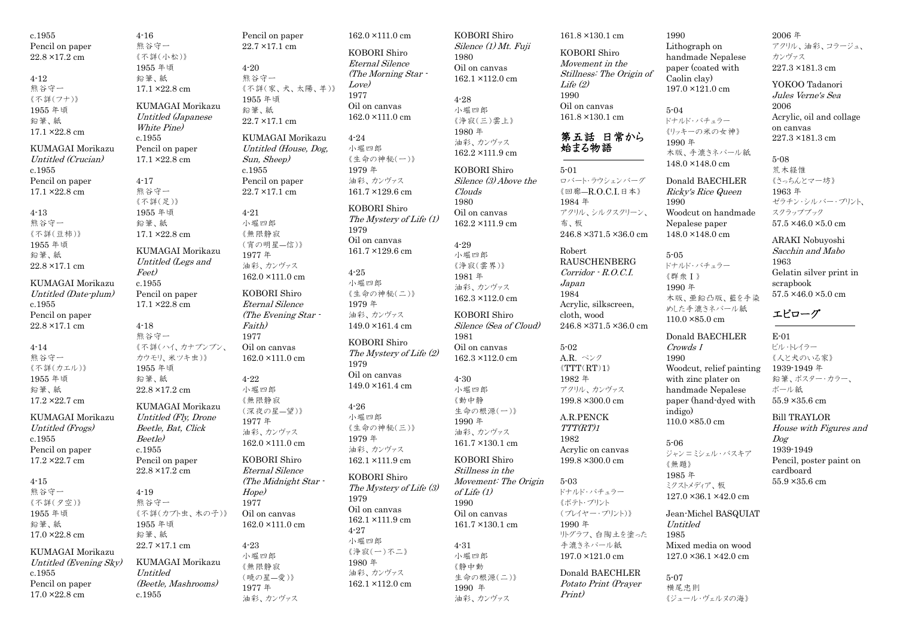c.1955
Pencil on paper
22.8 ×17.2 cm

4-12
熊谷守一
《不詳(フナ)》
1955 年頃
鉛筆、紙
17.1 ×22.8 cm

KUMAGAI Morikazu
*Untitled (Crucian)*
c.1955
Pencil on paper
17.1 ×22.8 cm

4-13
熊谷守一
《不詳(豆柿)》
1955 年頃
鉛筆、紙
22.8 ×17.1 cm

KUMAGAI Morikazu
*Untitled (Date-plum)*
c.1955
Pencil on paper
22.8 ×17.1 cm

4-14
熊谷守一
《不詳(カエル)》
1955 年頃
鉛筆、紙
17.2 ×22.7 cm

KUMAGAI Morikazu
*Untitled (Frogs)*
c.1955
Pencil on paper
17.2 ×22.7 cm

4-15
熊谷守一
《不詳(夕空)》
1955 年頃
鉛筆、紙
17.0 ×22.8 cm

KUMAGAI Morikazu
*Untitled (Evening Sky)*
c.1955
Pencil on paper
17.0 ×22.8 cm

4-16
熊谷守一
《不詳(小松)》
1955 年頃
鉛筆、紙
17.1 ×22.8 cm

KUMAGAI Morikazu
*Untitled (Japanese White Pine)*
c.1955
Pencil on paper
17.1 ×22.8 cm

4-17
熊谷守一
《不詳(足)》
1955 年頃
鉛筆、紙
17.1 ×22.8 cm

KUMAGAI Morikazu
*Untitled (Legs and Feet)*
c.1955
Pencil on paper
17.1 ×22.8 cm

4-18
熊谷守一
《不詳(ハイ、カナブンブン、カウモリ、米ツキ虫)》
1955 年頃
鉛筆、紙
22.8 ×17.2 cm

KUMAGAI Morikazu
*Untitled (Fly, Drone Beetle, Bat, Click Beetle)*
c.1955
Pencil on paper
22.8 ×17.2 cm

4-19
熊谷守一
《不詳(カブト虫、木の子)》
1955 年頃
鉛筆、紙
22.7 ×17.1 cm

KUMAGAI Morikazu
*Untitled (Beetle, Mashrooms)*
c.1955
Pencil on paper
22.7 ×17.1 cm

4-20
熊谷守一
《不詳(家、犬、太陽、羊)》
1955 年頃
鉛筆、紙
22.7 ×17.1 cm

KUMAGAI Morikazu
*Untitled (House, Dog, Sun, Sheep)*
c.1955
Pencil on paper
22.7 ×17.1 cm

4-21
小堀四郎
《無限静寂
(宵の明星—信)》
1977 年
油彩、カンヴァス
162.0 ×111.0 cm

KOBORI Shiro
*Eternal Silence (The Evening Star - Faith)*
1977
Oil on canvas
162.0 ×111.0 cm

4-22
小堀四郎
《無限静寂
(深夜の星—望)》
1977 年
油彩、カンヴァス
162.0 ×111.0 cm

KOBORI Shiro
*Eternal Silence (The Midnight Star - Hope)*
1977
Oil on canvas
162.0 ×111.0 cm

4-23
小堀四郎
《無限静寂
(暁の星—愛)》
1977 年
油彩、カンヴァス
162.0 ×111.0 cm

KOBORI Shiro
*Eternal Silence (The Morning Star - Love)*
1977
Oil on canvas
162.0 ×111.0 cm

4-24
小堀四郎
《生命の神秘(一)》
1979 年
油彩、カンヴァス
161.7 ×129.6 cm

KOBORI Shiro
*The Mystery of Life (1)*
1979
Oil on canvas
161.7 ×129.6 cm

4-25
小堀四郎
《生命の神秘(二)》
1979 年
油彩、カンヴァス
149.0 ×161.4 cm

KOBORI Shiro
*The Mystery of Life (2)*
1979
Oil on canvas
149.0 ×161.4 cm

4-26
小堀四郎
《生命の神秘(三)》
1979 年
油彩、カンヴァス
162.1 ×111.9 cm

KOBORI Shiro
*The Mystery of Life (3)*
1979
Oil on canvas
162.1 ×111.9 cm

4-27
小堀四郎
《浄寂(一)不二》
1980 年
油彩、カンヴァス
162.1 ×112.0 cm

KOBORI Shiro
*Silence (1) Mt. Fuji*
1980
Oil on canvas
162.1 ×112.0 cm

4-28
小堀四郎
《浄寂(三)雲上》
1980 年
油彩、カンヴァス
162.2 ×111.9 cm

KOBORI Shiro
*Silence (3) Above the Clouds*
1980
Oil on canvas
162.2 ×111.9 cm

4-29
小堀四郎
《浄寂(雲界)》
1981 年
油彩、カンヴァス
162.3 ×112.0 cm

KOBORI Shiro
*Silence (Sea of Cloud)*
1981
Oil on canvas
162.3 ×112.0 cm

4-30
小堀四郎
《動中静
生命の根源(一)》
1990 年
油彩、カンヴァス
161.7 ×130.1 cm

KOBORI Shiro
*Stillness in the Movement: The Origin of Life (1)*
1990
Oil on canvas
161.7 ×130.1 cm

4-31
小堀四郎
《静中動
生命の根源(二)》
1990 年
油彩、カンヴァス
161.8 ×130.1 cm

KOBORI Shiro
*Movement in the Stillness: The Origin of Life (2)*
1990
Oil on canvas
161.8 ×130.1 cm

## 第五話 日常から始まる物語

5-01
ロバート・ラウシェンバーグ
《回廊—R.O.C.I.日本》
1984 年
アクリル、シルクスクリーン、布、板
246.8 ×371.5 ×36.0 cm

Robert RAUSCHENBERG
*Corridor - R.O.C.I. Japan*
1984
Acrylic, silkscreen, cloth, wood
246.8 ×371.5 ×36.0 cm

5-02
A.R. ペンク
《TTT(RT)1》
1982 年
アクリル、カンヴァス
199.8 ×300.0 cm

A.R.PENCK
*TTT(RT)1*
1982
Acrylic on canvas
199.8 ×300.0 cm

5-03
ドナルド・バチュラー
《ポテト・プリント
(プレイヤー・プリント)》
1990 年
リトグラフ、白陶土を塗った手漉きネパール紙
197.0 ×121.0 cm

Donald BAECHLER
*Potato Print (Prayer Print)*
1990
Lithograph on handmade Nepalese paper (coated with Caolin clay)
197.0 ×121.0 cm

5-04
ドナルド・バチュラー
《リッキーの米の女神》
1990 年
木版、手漉きネパール紙
148.0 ×148.0 cm

Donald BAECHLER
*Ricky's Rice Queen*
1990
Woodcut on handmade Nepalese paper
148.0 ×148.0 cm

5-05
ドナルド・バチュラー
《群衆 I 》
1990 年
木版、亜鉛凸版、藍を手染めした手漉きネパール紙
110.0 ×85.0 cm

Donald BAECHLER
*Crowds I*
1990
Woodcut, relief painting with zinc plater on handmade Nepalese paper (hand-dyed with indigo)
110.0 ×85.0 cm

5-06
ジャン＝ミシェル・バスキア
《無題》
1985 年
ミクストメディア、板
127.0 ×36.1 ×42.0 cm

Jean-Michel BASQUIAT
*Untitled*
1985
Mixed media on wood
127.0 ×36.1 ×42.0 cm

5-07
横尾忠則
《ジュール・ヴェルヌの海》
2006 年
アクリル、油彩、コラージュ、カンヴァス
227.3 ×181.3 cm

YOKOO Tadanori
*Jules Verne's Sea*
2006
Acrylic, oil and collage on canvas
227.3 ×181.3 cm

5-08
荒木経惟
《さっちんとマー坊》
1963 年
ゼラチン・シルバー・プリント、スクラップブック
57.5 ×46.0 ×5.0 cm

ARAKI Nobuyoshi
*Sacchin and Mabo*
1963
Gelatin silver print in scrapbook
57.5 ×46.0 ×5.0 cm

## エピローグ

E-01
ビル・トレイラー
《人と犬のいる家》
1939-1949 年
鉛筆、ポスター・カラー、ボール紙
55.9 ×35.6 cm

Bill TRAYLOR
*House with Figures and Dog*
1939-1949
Pencil, poster paint on cardboard
55.9 ×35.6 cm